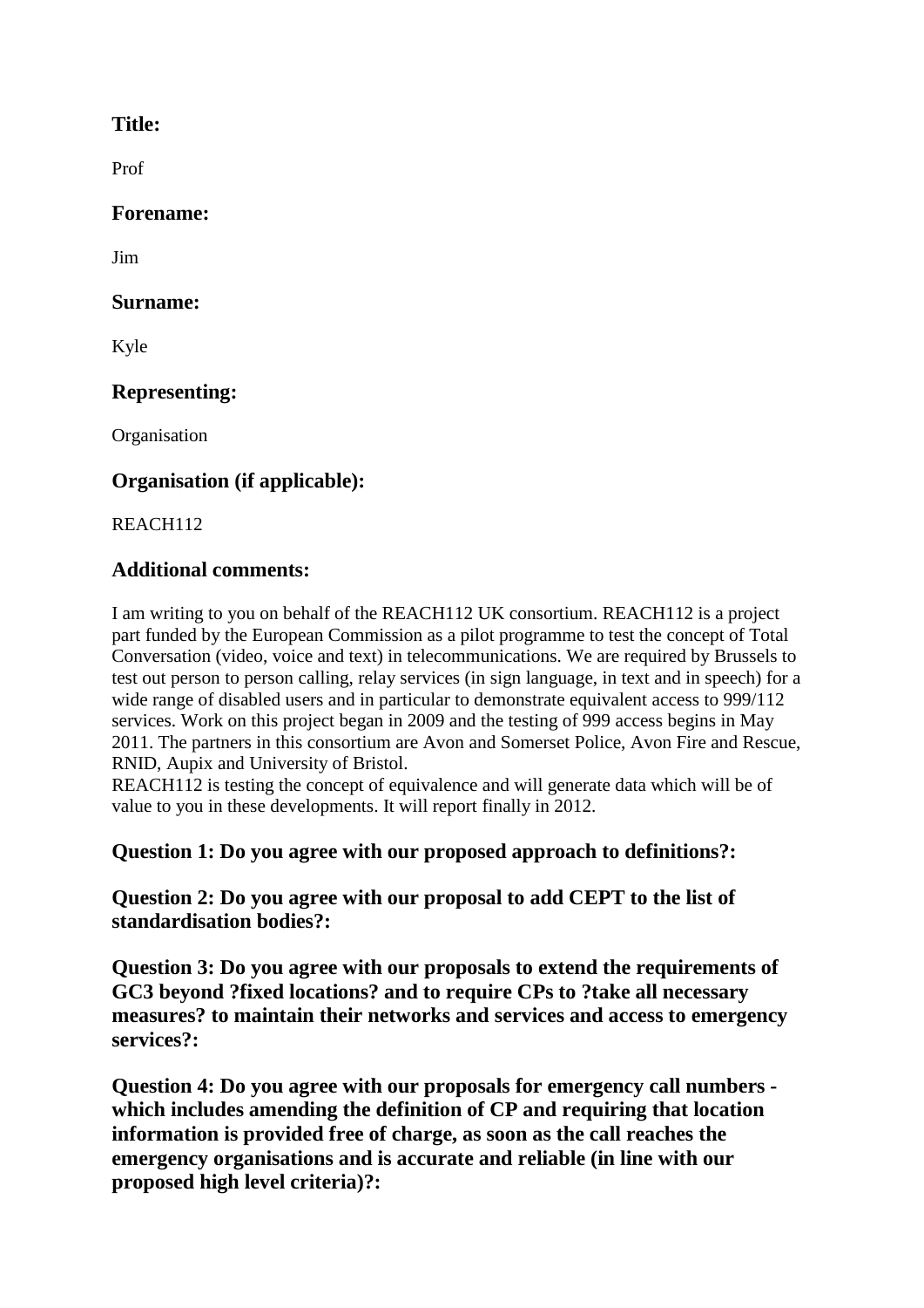**Title:**

Prof

**Forename:**

Jim

**Surname:**

Kyle

**Representing:**

Organisation

**Organisation (if applicable):**

REACH112

**Additional comments:**

I am writing to you on behalf of the REACH112 UK consortium. REACH112 is a project part funded by the European Commission as a pilot programme to test the concept of Total Conversation (video, voice and text) in telecommunications. We are required by Brussels to test out person to person calling, relay services (in sign language, in text and in speech) for a wide range of disabled users and in particular to demonstrate equivalent access to 999/112 services. Work on this project began in 2009 and the testing of 999 access begins in May 2011. The partners in this consortium are Avon and Somerset Police, Avon Fire and Rescue, RNID, Aupix and University of Bristol.
REACH112 is testing the concept of equivalence and will generate data which will be of value to you in these developments. It will report finally in 2012.

**Question 1: Do you agree with our proposed approach to definitions?:**

**Question 2: Do you agree with our proposal to add CEPT to the list of standardisation bodies?:**

**Question 3: Do you agree with our proposals to extend the requirements of GC3 beyond ?fixed locations? and to require CPs to ?take all necessary measures? to maintain their networks and services and access to emergency services?:**

**Question 4: Do you agree with our proposals for emergency call numbers - which includes amending the definition of CP and requiring that location information is provided free of charge, as soon as the call reaches the emergency organisations and is accurate and reliable (in line with our proposed high level criteria)?:**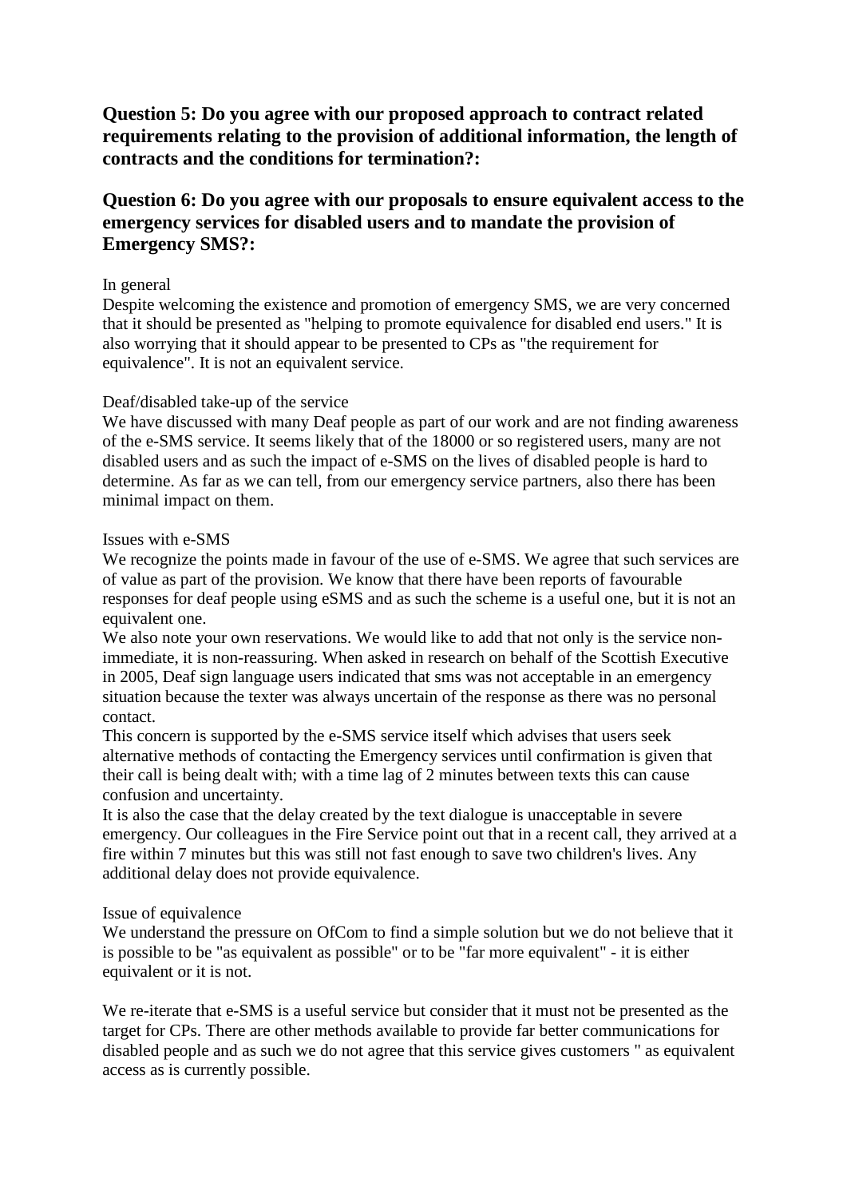**Question 5: Do you agree with our proposed approach to contract related requirements relating to the provision of additional information, the length of contracts and the conditions for termination?:**

**Question 6: Do you agree with our proposals to ensure equivalent access to the emergency services for disabled users and to mandate the provision of Emergency SMS?:**

In general
Despite welcoming the existence and promotion of emergency SMS, we are very concerned that it should be presented as "helping to promote equivalence for disabled end users." It is also worrying that it should appear to be presented to CPs as "the requirement for equivalence". It is not an equivalent service.

Deaf/disabled take-up of the service
We have discussed with many Deaf people as part of our work and are not finding awareness of the e-SMS service. It seems likely that of the 18000 or so registered users, many are not disabled users and as such the impact of e-SMS on the lives of disabled people is hard to determine. As far as we can tell, from our emergency service partners, also there has been minimal impact on them.

Issues with e-SMS
We recognize the points made in favour of the use of e-SMS. We agree that such services are of value as part of the provision. We know that there have been reports of favourable responses for deaf people using eSMS and as such the scheme is a useful one, but it is not an equivalent one.
We also note your own reservations. We would like to add that not only is the service non-immediate, it is non-reassuring. When asked in research on behalf of the Scottish Executive in 2005, Deaf sign language users indicated that sms was not acceptable in an emergency situation because the texter was always uncertain of the response as there was no personal contact.
This concern is supported by the e-SMS service itself which advises that users seek alternative methods of contacting the Emergency services until confirmation is given that their call is being dealt with; with a time lag of 2 minutes between texts this can cause confusion and uncertainty.
It is also the case that the delay created by the text dialogue is unacceptable in severe emergency. Our colleagues in the Fire Service point out that in a recent call, they arrived at a fire within 7 minutes but this was still not fast enough to save two children's lives. Any additional delay does not provide equivalence.

Issue of equivalence
We understand the pressure on OfCom to find a simple solution but we do not believe that it is possible to be "as equivalent as possible" or to be "far more equivalent" - it is either equivalent or it is not.

We re-iterate that e-SMS is a useful service but consider that it must not be presented as the target for CPs. There are other methods available to provide far better communications for disabled people and as such we do not agree that this service gives customers " as equivalent access as is currently possible.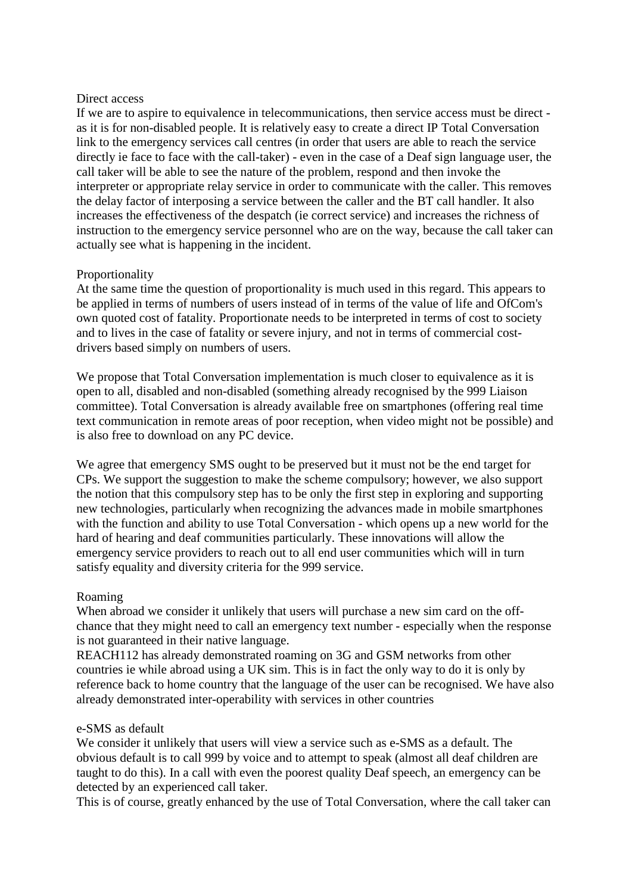### Direct access

If we are to aspire to equivalence in telecommunications, then service access must be direct - as it is for non-disabled people. It is relatively easy to create a direct IP Total Conversation link to the emergency services call centres (in order that users are able to reach the service directly ie face to face with the call-taker) - even in the case of a Deaf sign language user, the call taker will be able to see the nature of the problem, respond and then invoke the interpreter or appropriate relay service in order to communicate with the caller. This removes the delay factor of interposing a service between the caller and the BT call handler. It also increases the effectiveness of the despatch (ie correct service) and increases the richness of instruction to the emergency service personnel who are on the way, because the call taker can actually see what is happening in the incident.

### Proportionality

At the same time the question of proportionality is much used in this regard. This appears to be applied in terms of numbers of users instead of in terms of the value of life and OfCom's own quoted cost of fatality. Proportionate needs to be interpreted in terms of cost to society and to lives in the case of fatality or severe injury, and not in terms of commercial cost-drivers based simply on numbers of users.

We propose that Total Conversation implementation is much closer to equivalence as it is open to all, disabled and non-disabled (something already recognised by the 999 Liaison committee). Total Conversation is already available free on smartphones (offering real time text communication in remote areas of poor reception, when video might not be possible) and is also free to download on any PC device.

We agree that emergency SMS ought to be preserved but it must not be the end target for CPs. We support the suggestion to make the scheme compulsory; however, we also support the notion that this compulsory step has to be only the first step in exploring and supporting new technologies, particularly when recognizing the advances made in mobile smartphones with the function and ability to use Total Conversation - which opens up a new world for the hard of hearing and deaf communities particularly. These innovations will allow the emergency service providers to reach out to all end user communities which will in turn satisfy equality and diversity criteria for the 999 service.

### Roaming

When abroad we consider it unlikely that users will purchase a new sim card on the off-chance that they might need to call an emergency text number - especially when the response is not guaranteed in their native language.

REACH112 has already demonstrated roaming on 3G and GSM networks from other countries ie while abroad using a UK sim. This is in fact the only way to do it is only by reference back to home country that the language of the user can be recognised. We have also already demonstrated inter-operability with services in other countries

### e-SMS as default

We consider it unlikely that users will view a service such as e-SMS as a default. The obvious default is to call 999 by voice and to attempt to speak (almost all deaf children are taught to do this). In a call with even the poorest quality Deaf speech, an emergency can be detected by an experienced call taker.

This is of course, greatly enhanced by the use of Total Conversation, where the call taker can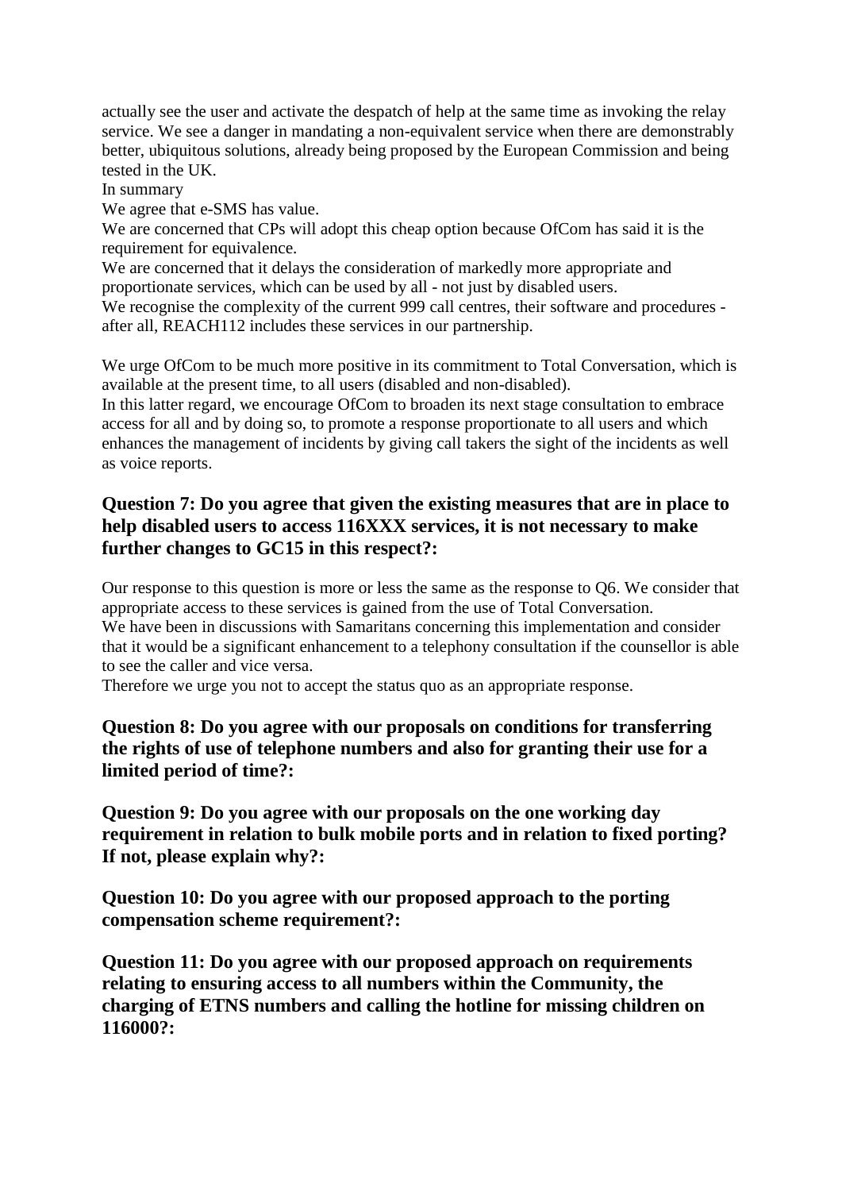actually see the user and activate the despatch of help at the same time as invoking the relay service. We see a danger in mandating a non-equivalent service when there are demonstrably better, ubiquitous solutions, already being proposed by the European Commission and being tested in the UK.

In summary

We agree that e-SMS has value.

We are concerned that CPs will adopt this cheap option because OfCom has said it is the requirement for equivalence.

We are concerned that it delays the consideration of markedly more appropriate and proportionate services, which can be used by all - not just by disabled users.

We recognise the complexity of the current 999 call centres, their software and procedures - after all, REACH112 includes these services in our partnership.

We urge OfCom to be much more positive in its commitment to Total Conversation, which is available at the present time, to all users (disabled and non-disabled).

In this latter regard, we encourage OfCom to broaden its next stage consultation to embrace access for all and by doing so, to promote a response proportionate to all users and which enhances the management of incidents by giving call takers the sight of the incidents as well as voice reports.

### Question 7: Do you agree that given the existing measures that are in place to help disabled users to access 116XXX services, it is not necessary to make further changes to GC15 in this respect?:

Our response to this question is more or less the same as the response to Q6. We consider that appropriate access to these services is gained from the use of Total Conversation.

We have been in discussions with Samaritans concerning this implementation and consider that it would be a significant enhancement to a telephony consultation if the counsellor is able to see the caller and vice versa.

Therefore we urge you not to accept the status quo as an appropriate response.

### Question 8: Do you agree with our proposals on conditions for transferring the rights of use of telephone numbers and also for granting their use for a limited period of time?:

### Question 9: Do you agree with our proposals on the one working day requirement in relation to bulk mobile ports and in relation to fixed porting? If not, please explain why?:

### Question 10: Do you agree with our proposed approach to the porting compensation scheme requirement?:

### Question 11: Do you agree with our proposed approach on requirements relating to ensuring access to all numbers within the Community, the charging of ETNS numbers and calling the hotline for missing children on 116000?: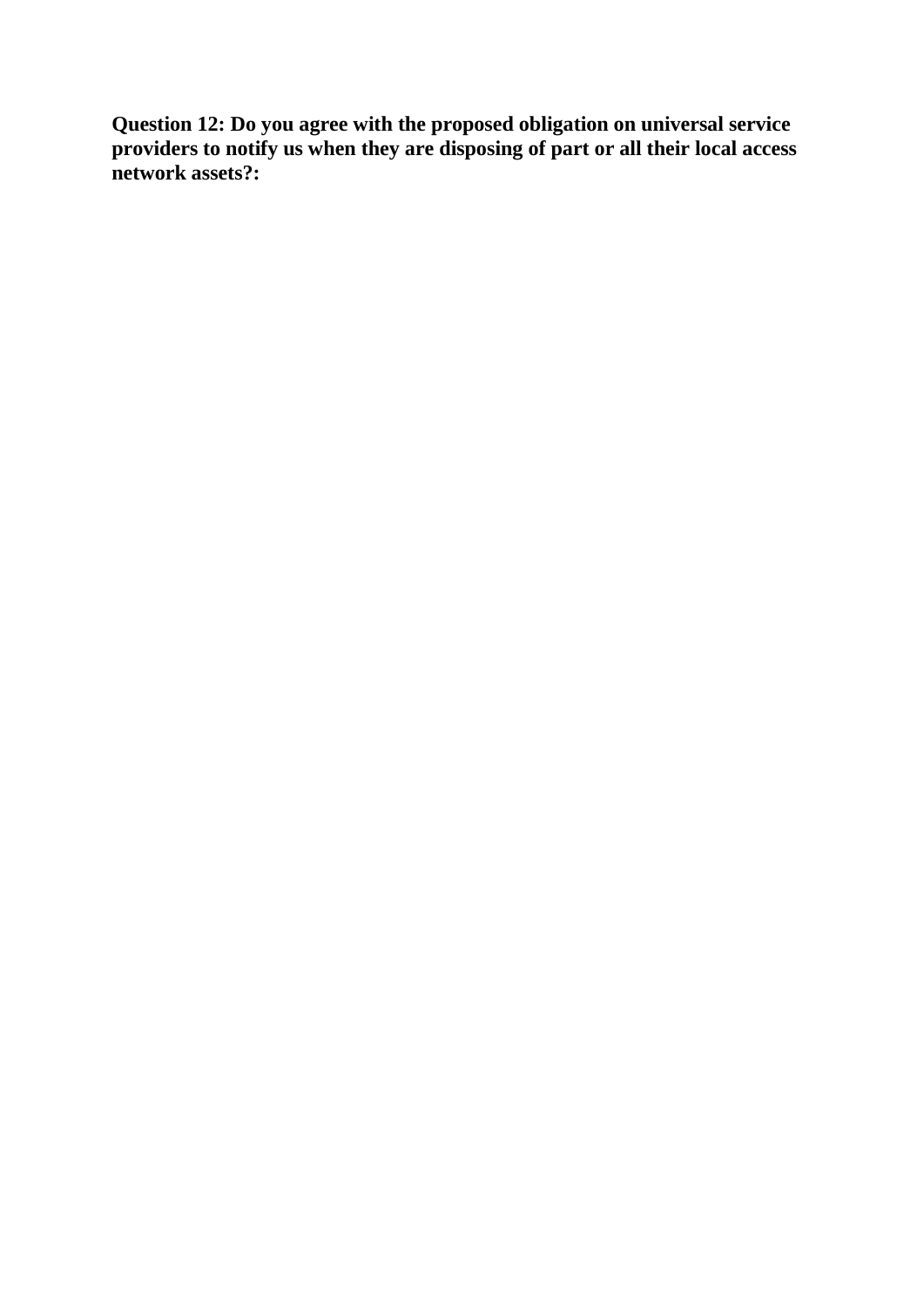**Question 12: Do you agree with the proposed obligation on universal service providers to notify us when they are disposing of part or all their local access network assets?:**